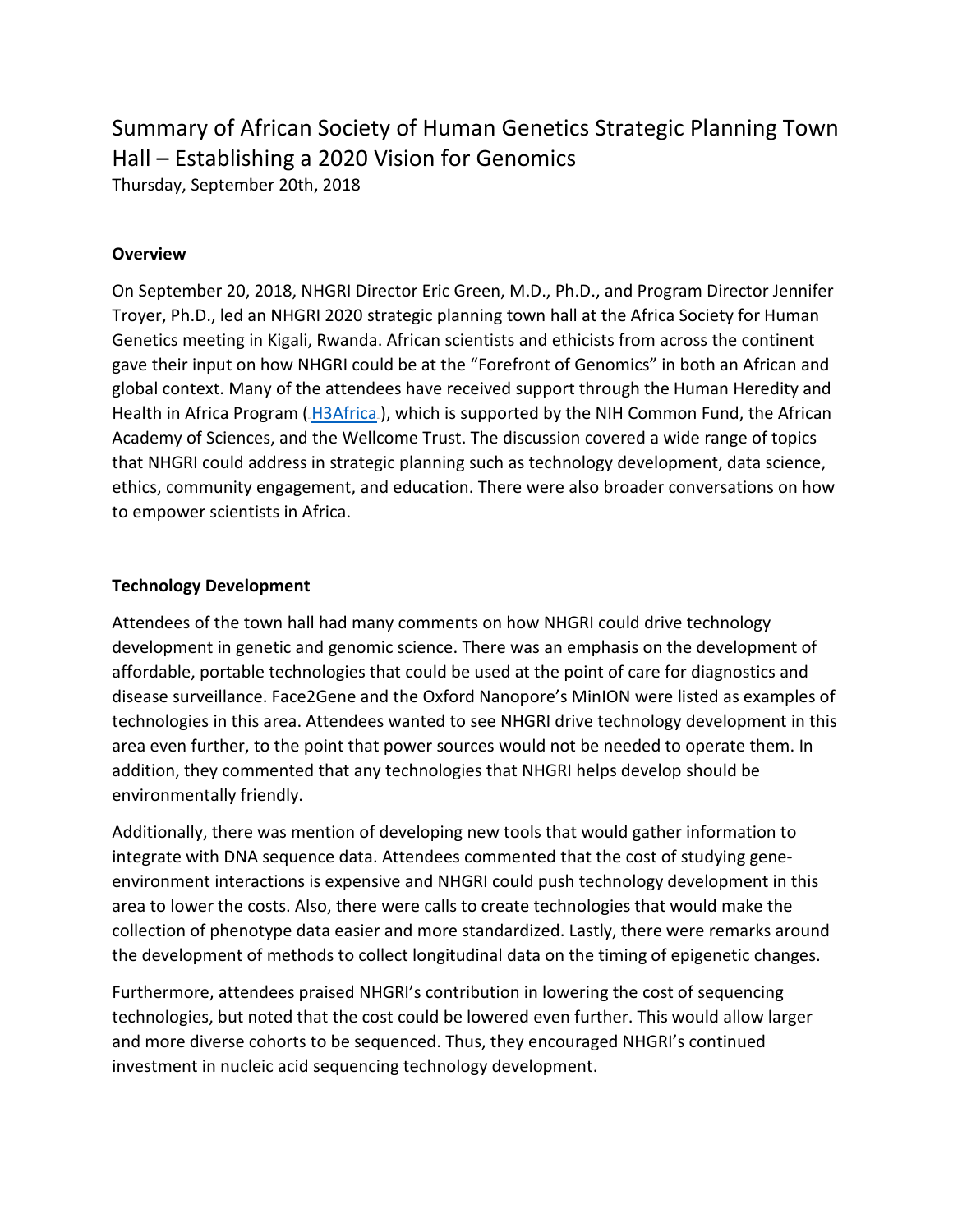# Summary of African Society of Human Genetics Strategic Planning Town Hall – Establishing a 2020 Vision for Genomics

Thursday, September 20th, 2018

## Overview

On September 20, 2018, NHGRI Director Eric Green, M.D., Ph.D., and Program Director Jennifer Troyer, Ph.D., led an NHGRI 2020 strategic planning town hall at the Africa Society for Human Genetics meeting in Kigali, Rwanda. African scientists and ethicists from across the continent gave their input on how NHGRI could be at the "Forefront of Genomics" in both an African and global context. Many of the attendees have received support through the Human Heredity and Health in Africa Program (H3Africa), which is supported by the NIH Common Fund, the African Academy of Sciences, and the Wellcome Trust. The discussion covered a wide range of topics that NHGRI could address in strategic planning such as technology development, data science, ethics, community engagement, and education. There were also broader conversations on how to empower scientists in Africa.

## Technology Development

Attendees of the town hall had many comments on how NHGRI could drive technology development in genetic and genomic science. There was an emphasis on the development of affordable, portable technologies that could be used at the point of care for diagnostics and disease surveillance. Face2Gene and the Oxford Nanopore's MinION were listed as examples of technologies in this area. Attendees wanted to see NHGRI drive technology development in this area even further, to the point that power sources would not be needed to operate them. In addition, they commented that any technologies that NHGRI helps develop should be environmentally friendly.

Additionally, there was mention of developing new tools that would gather information to integrate with DNA sequence data. Attendees commented that the cost of studying gene-environment interactions is expensive and NHGRI could push technology development in this area to lower the costs. Also, there were calls to create technologies that would make the collection of phenotype data easier and more standardized. Lastly, there were remarks around the development of methods to collect longitudinal data on the timing of epigenetic changes.

Furthermore, attendees praised NHGRI's contribution in lowering the cost of sequencing technologies, but noted that the cost could be lowered even further. This would allow larger and more diverse cohorts to be sequenced. Thus, they encouraged NHGRI's continued investment in nucleic acid sequencing technology development.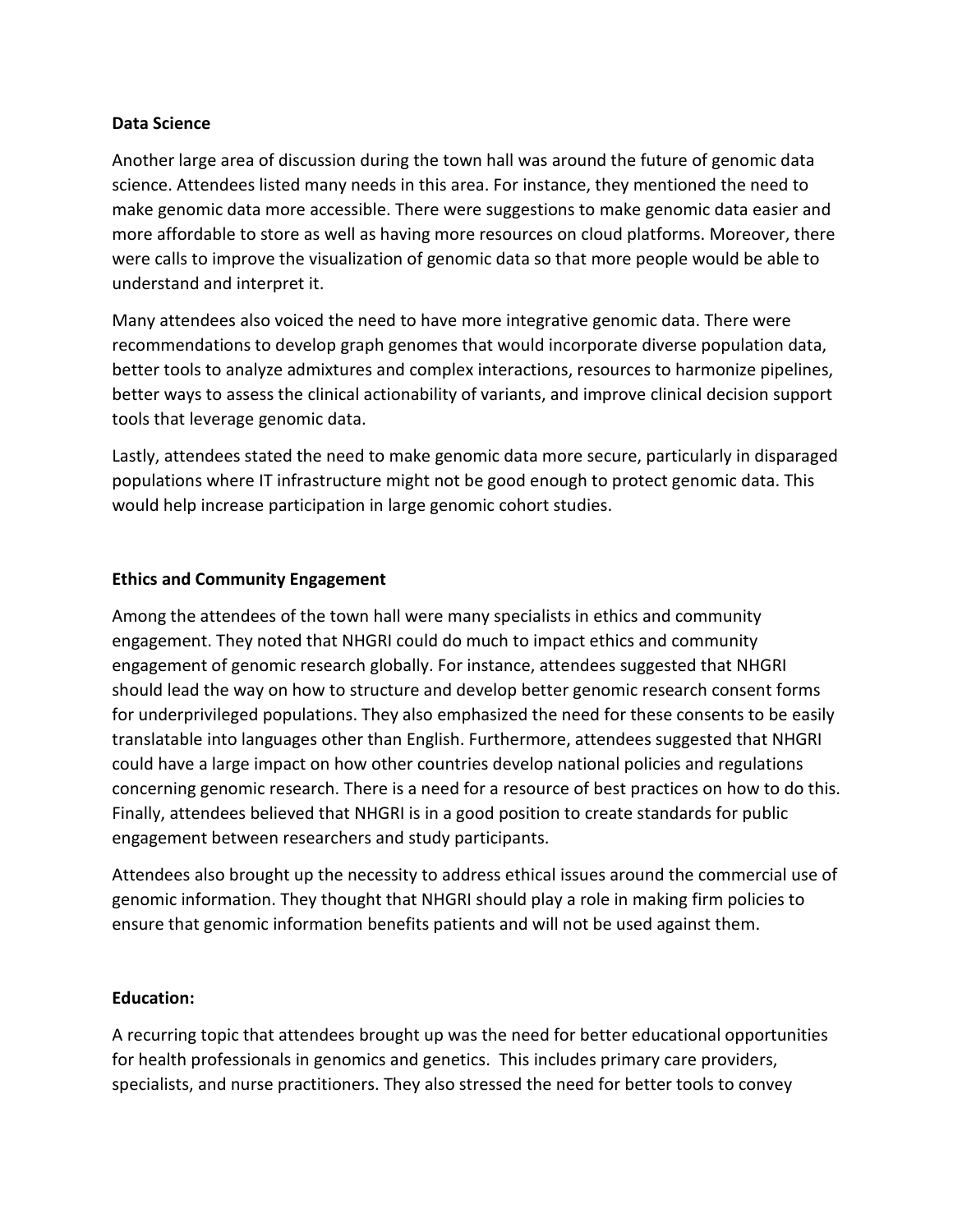**Data Science**

Another large area of discussion during the town hall was around the future of genomic data science. Attendees listed many needs in this area. For instance, they mentioned the need to make genomic data more accessible. There were suggestions to make genomic data easier and more affordable to store as well as having more resources on cloud platforms. Moreover, there were calls to improve the visualization of genomic data so that more people would be able to understand and interpret it.

Many attendees also voiced the need to have more integrative genomic data. There were recommendations to develop graph genomes that would incorporate diverse population data, better tools to analyze admixtures and complex interactions, resources to harmonize pipelines, better ways to assess the clinical actionability of variants, and improve clinical decision support tools that leverage genomic data.

Lastly, attendees stated the need to make genomic data more secure, particularly in disparaged populations where IT infrastructure might not be good enough to protect genomic data. This would help increase participation in large genomic cohort studies.

**Ethics and Community Engagement**

Among the attendees of the town hall were many specialists in ethics and community engagement. They noted that NHGRI could do much to impact ethics and community engagement of genomic research globally. For instance, attendees suggested that NHGRI should lead the way on how to structure and develop better genomic research consent forms for underprivileged populations. They also emphasized the need for these consents to be easily translatable into languages other than English. Furthermore, attendees suggested that NHGRI could have a large impact on how other countries develop national policies and regulations concerning genomic research. There is a need for a resource of best practices on how to do this. Finally, attendees believed that NHGRI is in a good position to create standards for public engagement between researchers and study participants.

Attendees also brought up the necessity to address ethical issues around the commercial use of genomic information. They thought that NHGRI should play a role in making firm policies to ensure that genomic information benefits patients and will not be used against them.

**Education:**

A recurring topic that attendees brought up was the need for better educational opportunities for health professionals in genomics and genetics. This includes primary care providers, specialists, and nurse practitioners. They also stressed the need for better tools to convey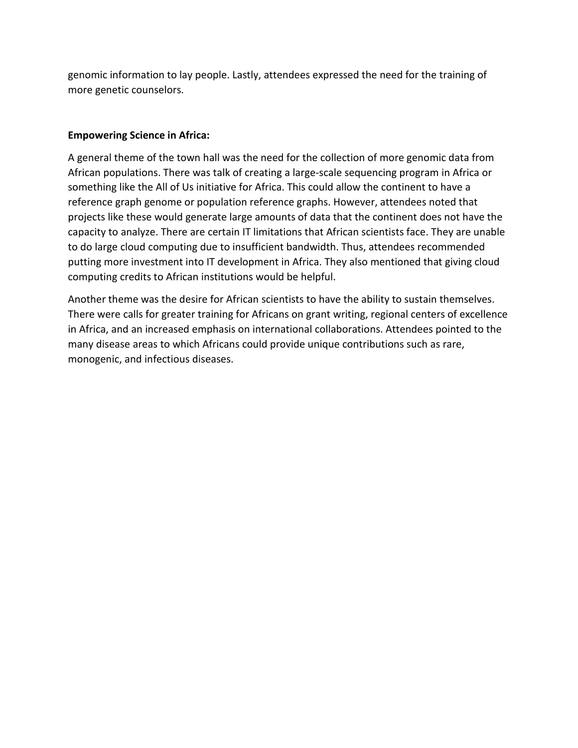genomic information to lay people. Lastly, attendees expressed the need for the training of more genetic counselors.

**Empowering Science in Africa:**

A general theme of the town hall was the need for the collection of more genomic data from African populations. There was talk of creating a large-scale sequencing program in Africa or something like the All of Us initiative for Africa. This could allow the continent to have a reference graph genome or population reference graphs. However, attendees noted that projects like these would generate large amounts of data that the continent does not have the capacity to analyze. There are certain IT limitations that African scientists face. They are unable to do large cloud computing due to insufficient bandwidth. Thus, attendees recommended putting more investment into IT development in Africa. They also mentioned that giving cloud computing credits to African institutions would be helpful.

Another theme was the desire for African scientists to have the ability to sustain themselves. There were calls for greater training for Africans on grant writing, regional centers of excellence in Africa, and an increased emphasis on international collaborations. Attendees pointed to the many disease areas to which Africans could provide unique contributions such as rare, monogenic, and infectious diseases.